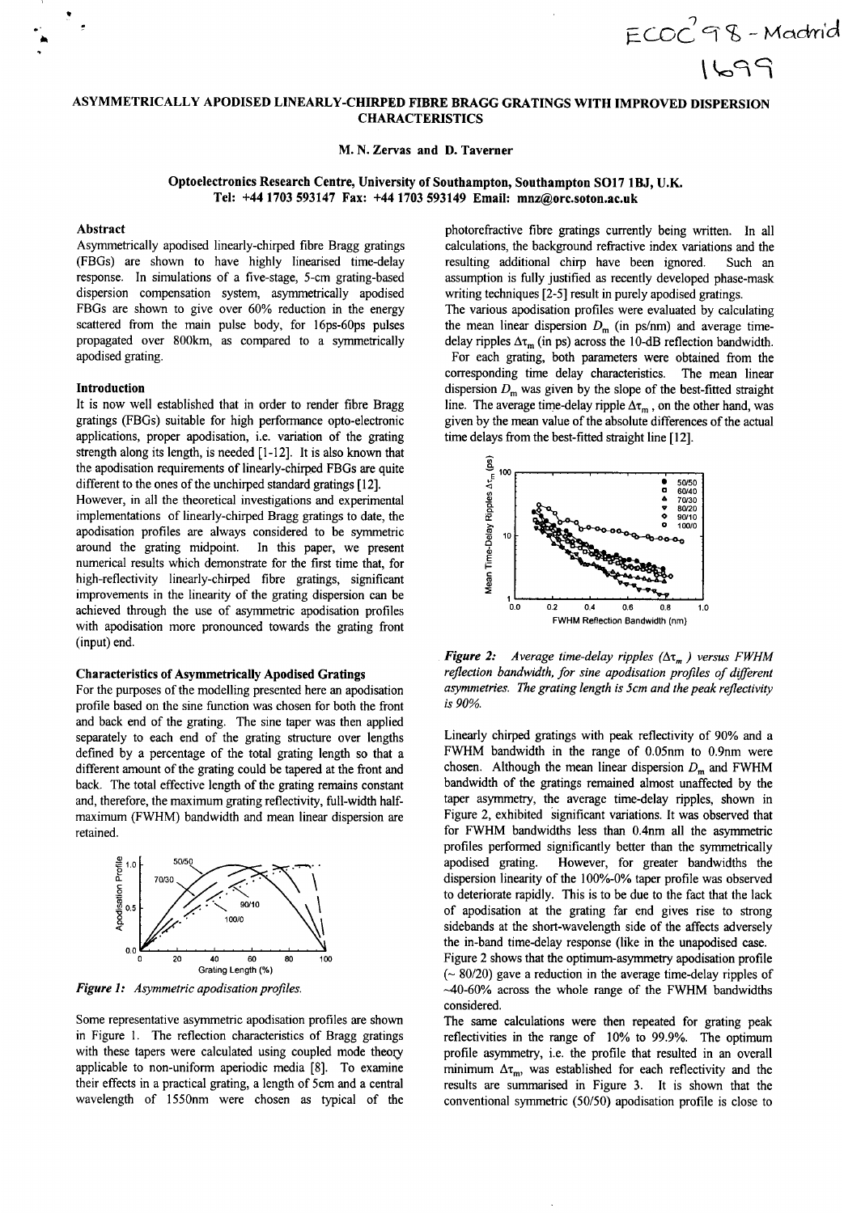# ASYMMETRICALLY APODISED LINEARLY-CHIRPED FIBRE BRAGG GRATINGS WITH IMPROVED DISPERSION CHARACTERISTICS

**M. N. Zervas and D. Taverner**

**Optoelectronics Research Centre, University of Southampton, Southampton SO17 1BJ, U.K.**
**Tel: +44 1703 593147 Fax: +44 1703 593149 Email: mnz@orc.soton.ac.uk**

## Abstract

Asymmetrically apodised linearly-chirped fibre Bragg gratings (FBGs) are shown to have highly linearised time-delay response. In simulations of a five-stage, 5-cm grating-based dispersion compensation system, asymmetrically apodised FBGs are shown to give over 60% reduction in the energy scattered from the main pulse body, for 16ps-60ps pulses propagated over 800km, as compared to a symmetrically apodised grating.

## Introduction

It is now well established that in order to render fibre Bragg gratings (FBGs) suitable for high performance opto-electronic applications, proper apodisation, i.e. variation of the grating strength along its length, is needed [1-12]. It is also known that the apodisation requirements of linearly-chirped FBGs are quite different to the ones of the unchirped standard gratings [12].

However, in all the theoretical investigations and experimental implementations of linearly-chirped Bragg gratings to date, the apodisation profiles are always considered to be symmetric around the grating midpoint. In this paper, we present numerical results which demonstrate for the first time that, for high-reflectivity linearly-chirped fibre gratings, significant improvements in the linearity of the grating dispersion can be achieved through the use of asymmetric apodisation profiles with apodisation more pronounced towards the grating front (input) end.

## Characteristics of Asymmetrically Apodised Gratings

For the purposes of the modelling presented here an apodisation profile based on the sine function was chosen for both the front and back end of the grating. The sine taper was then applied separately to each end of the grating structure over lengths defined by a percentage of the total grating length so that a different amount of the grating could be tapered at the front and back. The total effective length of the grating remains constant and, therefore, the maximum grating reflectivity, full-width half-maximum (FWHM) bandwidth and mean linear dispersion are retained.

*Figure 1: Asymmetric apodisation profiles.*

Some representative asymmetric apodisation profiles are shown in Figure 1. The reflection characteristics of Bragg gratings with these tapers were calculated using coupled mode theory applicable to non-uniform aperiodic media [8]. To examine their effects in a practical grating, a length of 5cm and a central wavelength of 1550nm were chosen as typical of the photorefractive fibre gratings currently being written. In all calculations, the background refractive index variations and the resulting additional chirp have been ignored. Such an assumption is fully justified as recently developed phase-mask writing techniques [2-5] result in purely apodised gratings.

The various apodisation profiles were evaluated by calculating the mean linear dispersion $D_m$ (in ps/nm) and average time-delay ripples $\Delta\tau_m$ (in ps) across the 10-dB reflection bandwidth. For each grating, both parameters were obtained from the corresponding time delay characteristics. The mean linear dispersion $D_m$ was given by the slope of the best-fitted straight line. The average time-delay ripple $\Delta\tau_m$, on the other hand, was given by the mean value of the absolute differences of the actual time delays from the best-fitted straight line [12].

*Figure 2: Average time-delay ripples ($\Delta\tau_m$) versus FWHM reflection bandwidth, for sine apodisation profiles of different asymmetries. The grating length is 5cm and the peak reflectivity is 90%.*

Linearly chirped gratings with peak reflectivity of 90% and a FWHM bandwidth in the range of 0.05nm to 0.9nm were chosen. Although the mean linear dispersion $D_m$ and FWHM bandwidth of the gratings remained almost unaffected by the taper asymmetry, the average time-delay ripples, shown in Figure 2, exhibited significant variations. It was observed that for FWHM bandwidths less than 0.4nm all the asymmetric profiles performed significantly better than the symmetrically apodised grating. However, for greater bandwidths the dispersion linearity of the 100%-0% taper profile was observed to deteriorate rapidly. This is to be due to the fact that the lack of apodisation at the grating far end gives rise to strong sidebands at the short-wavelength side of the affects adversely the in-band time-delay response (like in the unapodised case. Figure 2 shows that the optimum-asymmetry apodisation profile (~ 80/20) gave a reduction in the average time-delay ripples of ~40-60% across the whole range of the FWHM bandwidths considered.

The same calculations were then repeated for grating peak reflectivities in the range of 10% to 99.9%. The optimum profile asymmetry, i.e. the profile that resulted in an overall minimum $\Delta\tau_m$, was established for each reflectivity and the results are summarised in Figure 3. It is shown that the conventional symmetric (50/50) apodisation profile is close to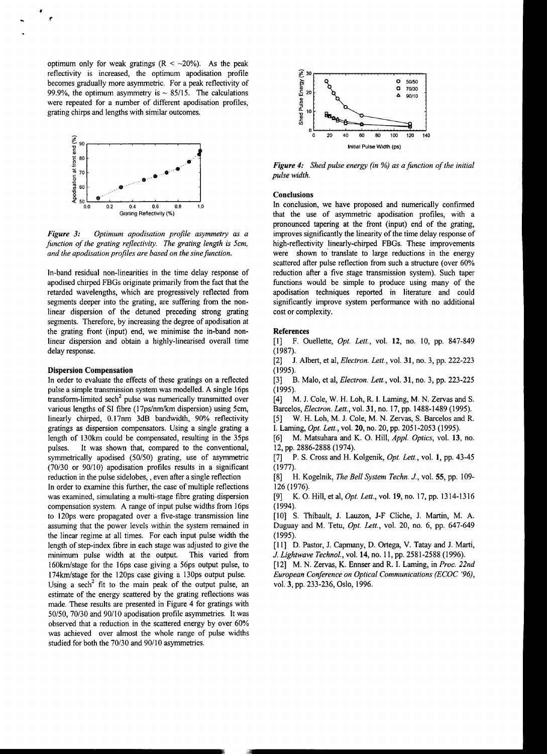optimum only for weak gratings ($R < \sim 20\%$). As the peak reflectivity is increased, the optimum apodisation profile becomes gradually more asymmetric. For a peak reflectivity of 99.9%, the optimum asymmetry is ~ 85/15. The calculations were repeated for a number of different apodisation profiles, grating chirps and lengths with similar outcomes.

Apodisation at front end (%)
90
80
70
60
50
0.0 0.2 0.4 0.6 0.8 1.0
Grating Reflectivity (%)

*Figure 3: Optimum apodisation profile asymmetry as a function of the grating reflectivity. The grating length is 5cm, and the apodisation profiles are based on the sine function.*

In-band residual non-linearities in the time delay response of apodised chirped FBGs originate primarily from the fact that the retarded wavelengths, which are progressively reflected from segments deeper into the grating, are suffering from the non-linear dispersion of the detuned preceding strong grating segments. Therefore, by increasing the degree of apodisation at the grating front (input) end, we minimise the in-band non-linear dispersion and obtain a highly-linearised overall time delay response.

## Dispersion Compensation

In order to evaluate the effects of these gratings on a reflected pulse a simple transmission system was modelled. A single 16ps transform-limited $sech^2$ pulse was numerically transmitted over various lengths of SI fibre (17ps/nm/km dispersion) using 5cm, linearly chirped, 0.17nm 3dB bandwidth, 90% reflectivity gratings as dispersion compensators. Using a single grating a length of 130km could be compensated, resulting in the 35ps pulses. It was shown that, compared to the conventional, symmetrically apodised (50/50) grating, use of asymmetric (70/30 or 90/10) apodisation profiles results in a significant reduction in the pulse sidelobes, , even after a single reflection

In order to examine this further, the case of multiple reflections was examined, simulating a multi-stage fibre grating dispersion compensation system. A range of input pulse widths from 16ps to 120ps were propagated over a five-stage transmission line assuming that the power levels within the system remained in the linear regime at all times. For each input pulse width the length of step-index fibre in each stage was adjusted to give the minimum pulse width at the output. This varied from 160km/stage for the 16ps case giving a 56ps output pulse, to 174km/stage for the 120ps case giving a 130ps output pulse. Using a $sech^2$ fit to the main peak of the output pulse, an estimate of the energy scattered by the grating reflections was made. These results are presented in Figure 4 for gratings with 50/50, 70/30 and 90/10 apodisation profile asymmetries. It was observed that a reduction in the scattered energy by over 60% was achieved over almost the whole range of pulse widths studied for both the 70/30 and 90/10 asymmetries.

Shed Pulse Energy (%)
30
20
10
0
0 20 40 60 80 100 120 140
Initial Pulse Width (ps)
50/50
70/30
90/10

*Figure 4: Shed pulse energy (in %) as a function of the initial pulse width.*

## Conclusions

In conclusion, we have proposed and numerically confirmed that the use of asymmetric apodisation profiles, with a pronounced tapering at the front (input) end of the grating, improves significantly the linearity of the time delay response of high-reflectivity linearly-chirped FBGs. These improvements were shown to translate to large reductions in the energy scattered after pulse reflection from such a structure (over 60% reduction after a five stage transmission system). Such taper functions would be simple to produce using many of the apodisation techniques reported in literature and could significantly improve system performance with no additional cost or complexity.

## References

[1] F. Ouellette, *Opt. Lett.*, vol. **12**, no. 10, pp. 847-849 (1987).

[2] J. Albert, et al, *Electron. Lett.*, vol. **31**, no. 3, pp. 222-223 (1995).

[3] B. Malo, et al, *Electron. Lett.*, vol. **31**, no. 3, pp. 223-225 (1995).

[4] M. J. Cole, W. H. Loh, R. I. Laming, M. N. Zervas and S. Barcelos, *Electron. Lett.*, vol. **31**, no. 17, pp. 1488-1489 (1995).

[5] W. H. Loh, M. J. Cole, M. N. Zervas, S. Barcelos and R. I. Laming, *Opt. Lett.*, vol. **20**, no. 20, pp. 2051-2053 (1995).

[6] M. Matsuhara and K. O. Hill, *Appl. Optics*, vol. **13**, no. 12, pp. 2886-2888 (1974).

[7] P. S. Cross and H. Kolgenik, *Opt. Lett.*, vol. **1**, pp. 43-45 (1977).

[8] H. Kogelnik, *The Bell System Techn. J.*, vol. **55**, pp. 109-126 (1976).

[9] K. O. Hill, et al, *Opt. Lett.*, vol. **19**, no. 17, pp. 1314-1316 (1994).

[10] S. Thibault, J. Lauzon, J-F Cliche, J. Martin, M. A. Duguay and M. Tetu, *Opt. Lett.*, vol. 20, no. 6, pp. 647-649 (1995).

[11] D. Pastor, J. Capmany, D. Ortega, V. Tatay and J. Marti, *J. Lightwave Technol.*, vol. **14**, no. 11, pp. 2581-2588 (1996).

[12] M. N. Zervas, K. Ennser and R. I. Laming, in *Proc. 22nd European Conference on Optical Communications (ECOC '96)*, vol. **3**, pp. 233-236, Oslo, 1996.